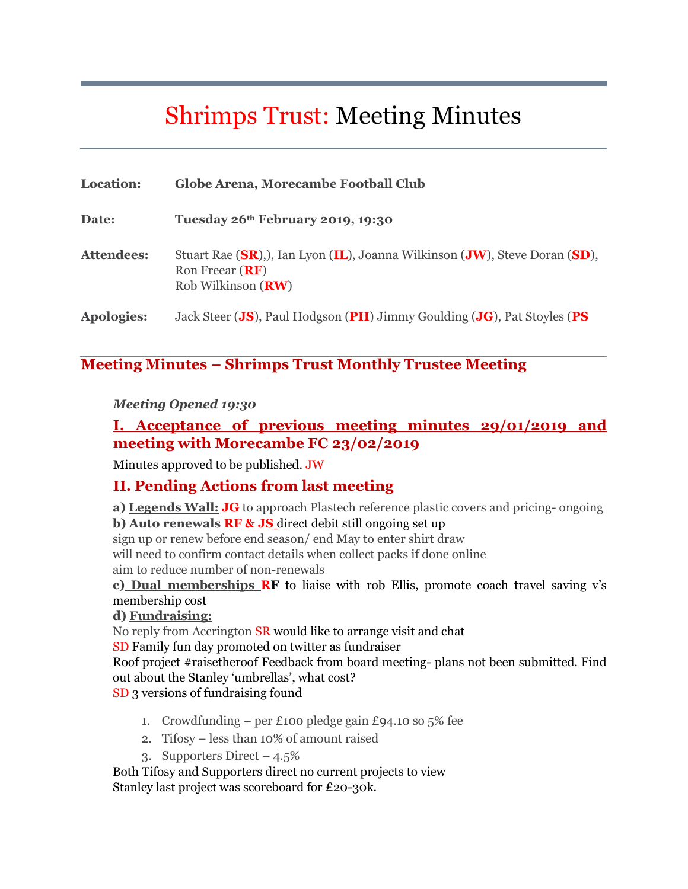# Shrimps Trust: Meeting Minutes

**Location:** **Globe Arena, Morecambe Football Club**

**Date:** **Tuesday 26th February 2019, 19:30**

**Attendees:** Stuart Rae (**SR**),), Ian Lyon (**IL**), Joanna Wilkinson (**JW**), Steve Doran (**SD**), Ron Freear (**RF**)
Rob Wilkinson (**RW**)

**Apologies:** Jack Steer (**JS**), Paul Hodgson (**PH**) Jimmy Goulding (**JG**), Pat Stoyles (**PS**

## Meeting Minutes – Shrimps Trust Monthly Trustee Meeting

***Meeting Opened 19:30***

### I. Acceptance of previous meeting minutes 29/01/2019 and meeting with Morecambe FC 23/02/2019

Minutes approved to be published. JW

### II. Pending Actions from last meeting

**a) Legends Wall: JG** to approach Plastech reference plastic covers and pricing- ongoing
**b) Auto renewals RF & JS** direct debit still ongoing set up
sign up or renew before end season/ end May to enter shirt draw
will need to confirm contact details when collect packs if done online
aim to reduce number of non-renewals
**c) Dual memberships RF** to liaise with rob Ellis, promote coach travel saving v's membership cost
**d) Fundraising:**
No reply from Accrington SR would like to arrange visit and chat
SD Family fun day promoted on twitter as fundraiser
Roof project #raisetheroof Feedback from board meeting- plans not been submitted. Find out about the Stanley 'umbrellas', what cost?
SD 3 versions of fundraising found

1. Crowdfunding – per £100 pledge gain £94.10 so 5% fee
2. Tifosy – less than 10% of amount raised
3. Supporters Direct – 4.5%

Both Tifosy and Supporters direct no current projects to view
Stanley last project was scoreboard for £20-30k.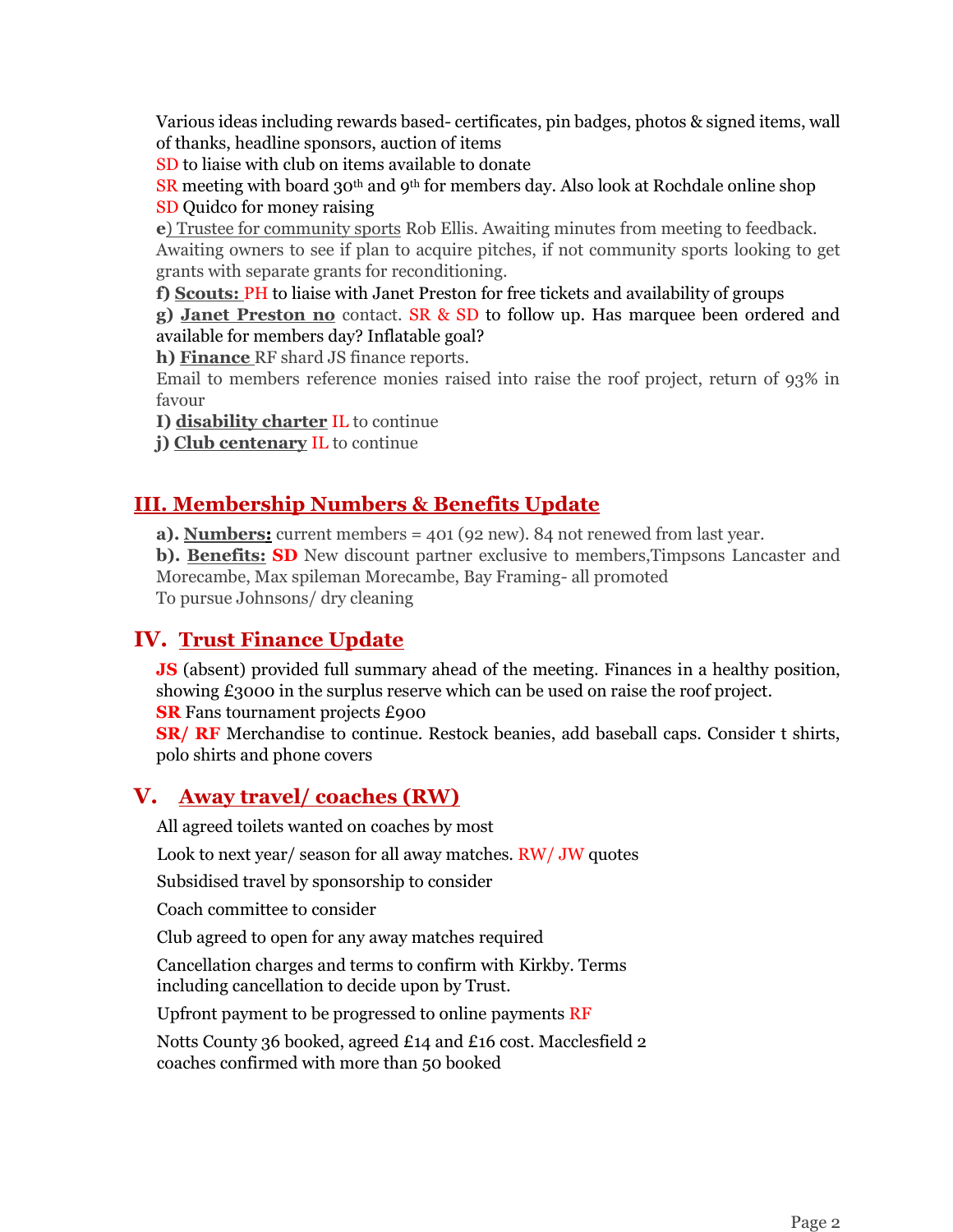Various ideas including rewards based- certificates, pin badges, photos & signed items, wall of thanks, headline sponsors, auction of items

SD to liaise with club on items available to donate

SR meeting with board 30th and 9th for members day. Also look at Rochdale online shop

SD Quidco for money raising

**e**) Trustee for community sports Rob Ellis. Awaiting minutes from meeting to feedback. Awaiting owners to see if plan to acquire pitches, if not community sports looking to get grants with separate grants for reconditioning.

**f) Scouts:** PH to liaise with Janet Preston for free tickets and availability of groups

**g) Janet Preston no** contact. SR & SD to follow up. Has marquee been ordered and available for members day? Inflatable goal?

**h) Finance** RF shard JS finance reports.

Email to members reference monies raised into raise the roof project, return of 93% in favour

**I) disability charter** IL to continue

**j) Club centenary** IL to continue

## III. Membership Numbers & Benefits Update

**a). Numbers:** current members = 401 (92 new). 84 not renewed from last year.

**b). Benefits: SD** New discount partner exclusive to members,Timpsons Lancaster and Morecambe, Max spileman Morecambe, Bay Framing- all promoted

To pursue Johnsons/ dry cleaning

## IV. Trust Finance Update

**JS** (absent) provided full summary ahead of the meeting. Finances in a healthy position, showing £3000 in the surplus reserve which can be used on raise the roof project.

**SR** Fans tournament projects £900

**SR/ RF** Merchandise to continue. Restock beanies, add baseball caps. Consider t shirts, polo shirts and phone covers

## V. Away travel/ coaches (RW)

All agreed toilets wanted on coaches by most

Look to next year/ season for all away matches. RW/ JW quotes

Subsidised travel by sponsorship to consider

Coach committee to consider

Club agreed to open for any away matches required

Cancellation charges and terms to confirm with Kirkby. Terms including cancellation to decide upon by Trust.

Upfront payment to be progressed to online payments RF

Notts County 36 booked, agreed £14 and £16 cost. Macclesfield 2 coaches confirmed with more than 50 booked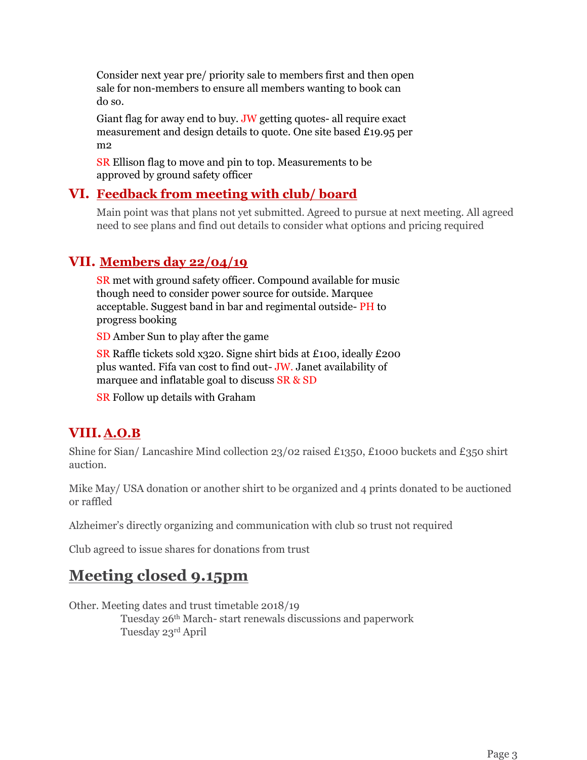Consider next year pre/ priority sale to members first and then open sale for non-members to ensure all members wanting to book can do so.

Giant flag for away end to buy. JW getting quotes- all require exact measurement and design details to quote. One site based £19.95 per m2

SR Ellison flag to move and pin to top. Measurements to be approved by ground safety officer

## VI. Feedback from meeting with club/ board

Main point was that plans not yet submitted. Agreed to pursue at next meeting. All agreed need to see plans and find out details to consider what options and pricing required

## VII. Members day 22/04/19

SR met with ground safety officer. Compound available for music though need to consider power source for outside. Marquee acceptable. Suggest band in bar and regimental outside- PH to progress booking

SD Amber Sun to play after the game

SR Raffle tickets sold x320. Signe shirt bids at £100, ideally £200 plus wanted. Fifa van cost to find out- JW. Janet availability of marquee and inflatable goal to discuss SR & SD

SR Follow up details with Graham

## VIII. A.O.B

Shine for Sian/ Lancashire Mind collection 23/02 raised £1350, £1000 buckets and £350 shirt auction.

Mike May/ USA donation or another shirt to be organized and 4 prints donated to be auctioned or raffled

Alzheimer's directly organizing and communication with club so trust not required

Club agreed to issue shares for donations from trust

# Meeting closed 9.15pm

Other. Meeting dates and trust timetable 2018/19

Tuesday 26th March- start renewals discussions and paperwork

Tuesday 23rd April